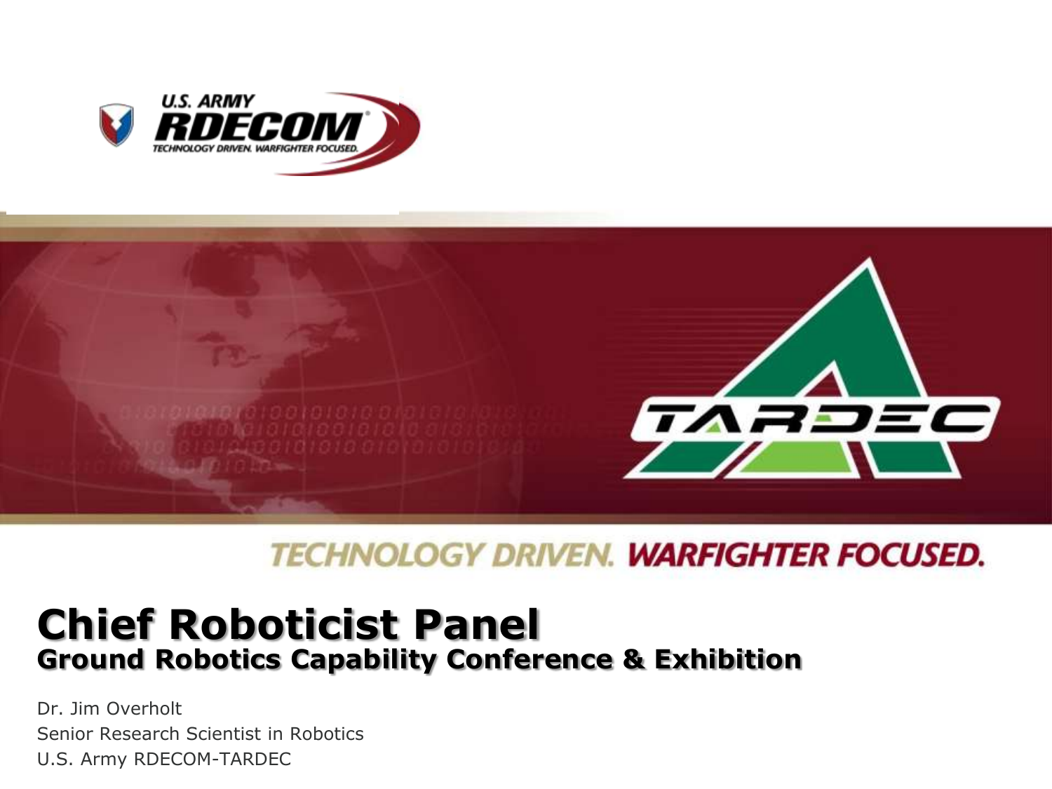U.S. ARMY RDECOM

TECHNOLOGY DRIVEN. WARFIGHTER FOCUSED.

TARDEC

TECHNOLOGY DRIVEN. WARFIGHTER FOCUSED.

# Chief Roboticist Panel

## Ground Robotics Capability Conference & Exhibition

Dr. Jim Overholt
Senior Research Scientist in Robotics
U.S. Army RDECOM-TARDEC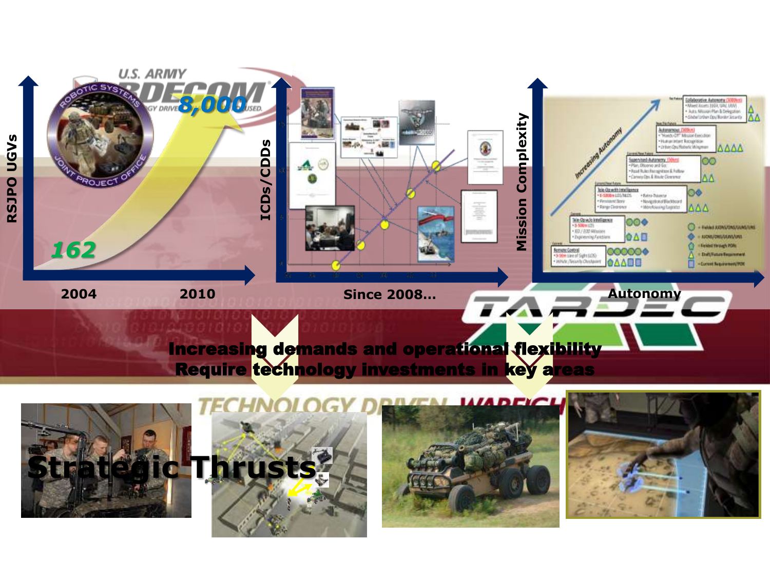RSJPO UGVs

8,000

162

2004 2010

ICDs/CDDs

Since 2008…

Mission Complexity

Autonomy

**Increasing demands and operational flexibility**
**Require technology investments in key areas**

**Strategic Thrusts**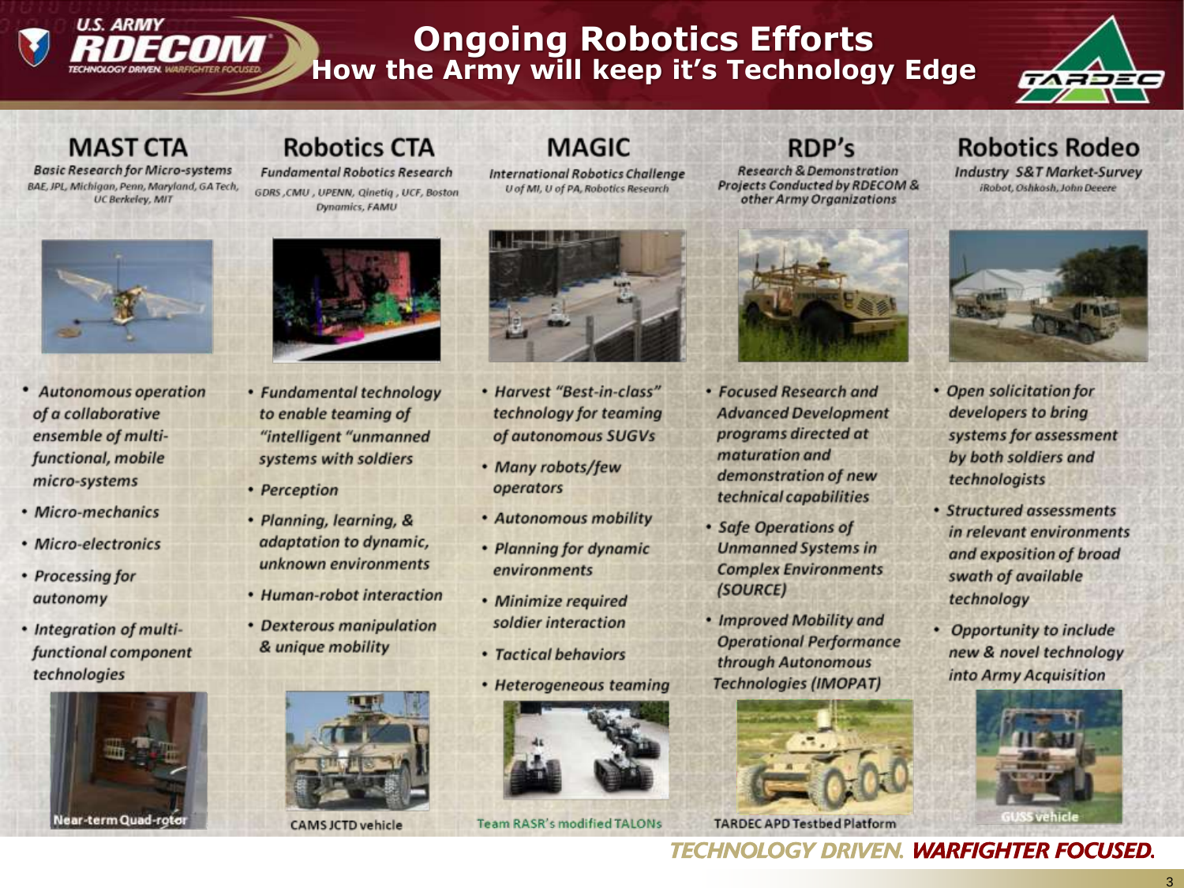# Ongoing Robotics Efforts

## How the Army will keep it's Technology Edge

### MAST CTA

*Basic Research for Micro-systems*

BAE, JPL, Michigan, Penn, Maryland, GA Tech, UC Berkeley, MIT

- *Autonomous operation of a collaborative ensemble of multi-functional, mobile micro-systems*
- *Micro-mechanics*
- *Micro-electronics*
- *Processing for autonomy*
- *Integration of multi-functional component technologies*

Near-term Quad-rotor

### Robotics CTA

*Fundamental Robotics Research*

GDRS, CMU, UPENN, Qinetiq, UCF, Boston Dynamics, FAMU

- *Fundamental technology to enable teaming of "intelligent "unmanned systems with soldiers*
- *Perception*
- *Planning, learning, & adaptation to dynamic, unknown environments*
- *Human-robot interaction*
- *Dexterous manipulation & unique mobility*

CAMS JCTD vehicle

### MAGIC

*International Robotics Challenge*

U of MI, U of PA, Robotics Research

- *Harvest "Best-in-class" technology for teaming of autonomous SUGVs*
- *Many robots/few operators*
- *Autonomous mobility*
- *Planning for dynamic environments*
- *Minimize required soldier interaction*
- *Tactical behaviors*
- *Heterogeneous teaming*

Team RASR's modified TALONs

### RDP's

*Research & Demonstration Projects Conducted by RDECOM & other Army Organizations*

- *Focused Research and Advanced Development programs directed at maturation and demonstration of new technical capabilities*
- *Safe Operations of Unmanned Systems in Complex Environments (SOURCE)*
- *Improved Mobility and Operational Performance through Autonomous Technologies (IMOPAT)*

TARDEC APD Testbed Platform

### Robotics Rodeo

*Industry S&T Market-Survey*

iRobot, Oshkosh, John Deeere

- *Open solicitation for developers to bring systems for assessment by both soldiers and technologists*
- *Structured assessments in relevant environments and exposition of broad swath of available technology*
- *Opportunity to include new & novel technology into Army Acquisition*

GUSS vehicle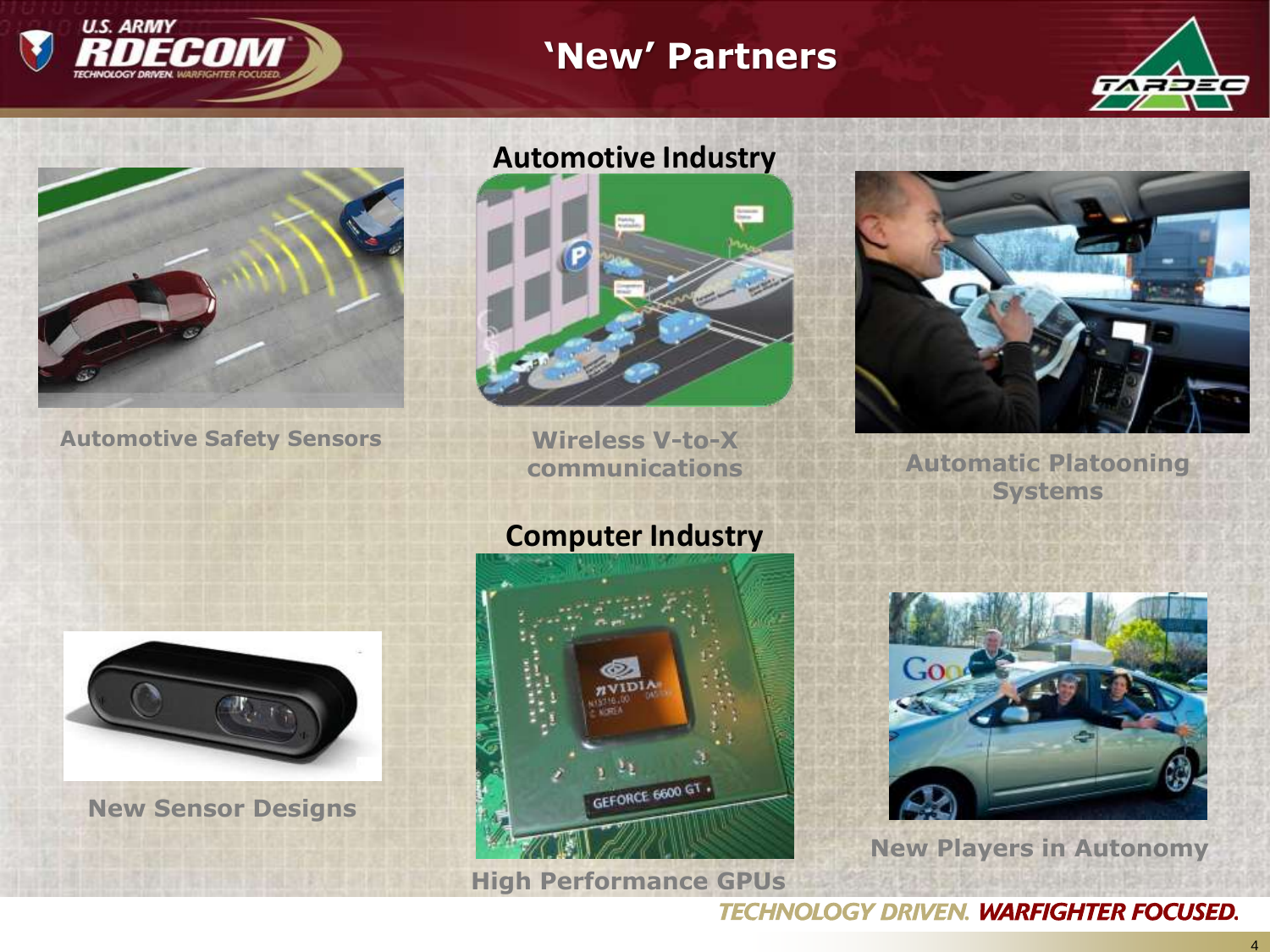# 'New' Partners

## Automotive Industry

Automotive Safety Sensors

Wireless V-to-X communications

Automatic Platooning Systems

## Computer Industry

New Sensor Designs

High Performance GPUs

New Players in Autonomy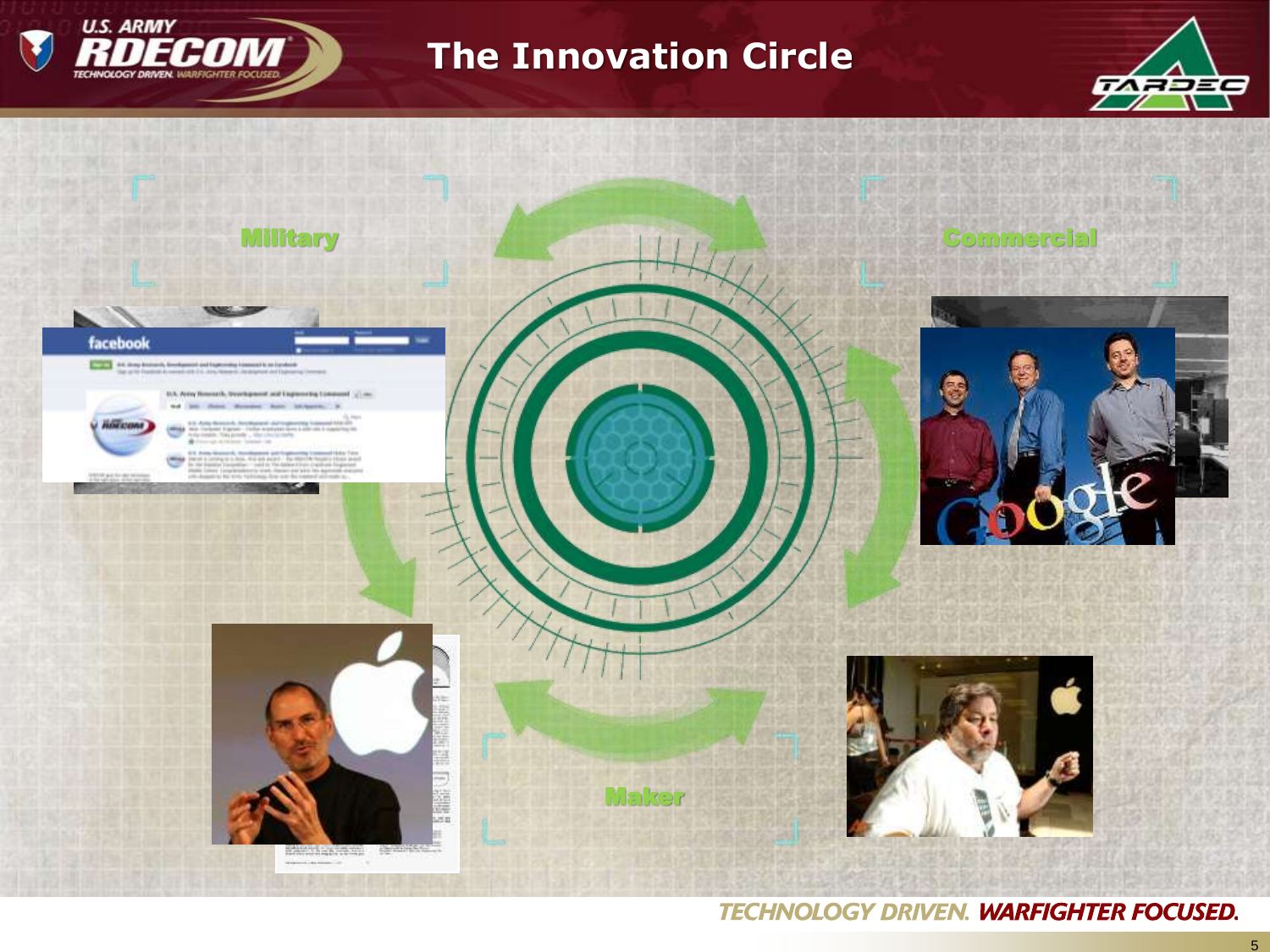# The Innovation Circle

Military

Commercial

Maker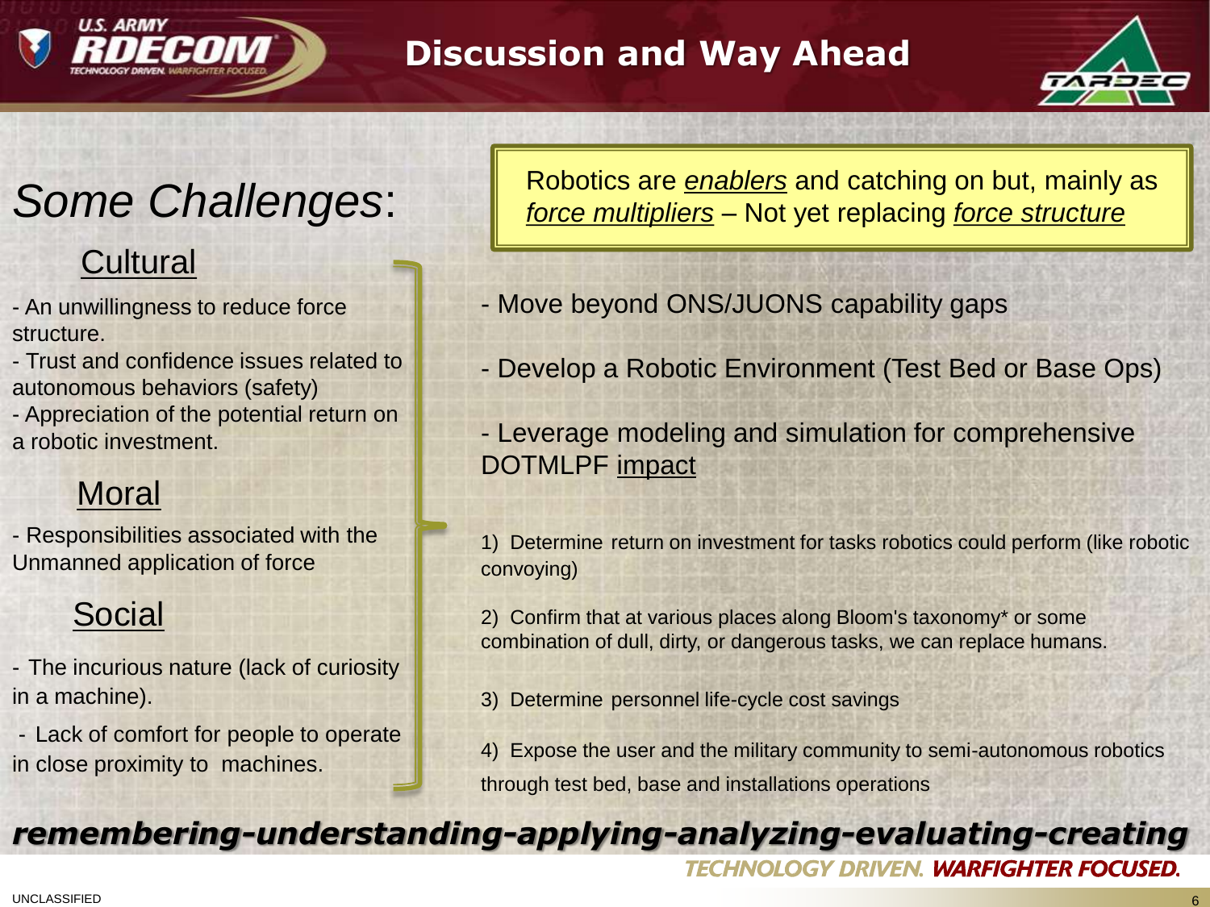# Discussion and Way Ahead

## *Some Challenges*:

### Cultural

- An unwillingness to reduce force structure.
- Trust and confidence issues related to autonomous behaviors (safety)
- Appreciation of the potential return on a robotic investment.

### Moral

- Responsibilities associated with the Unmanned application of force

### Social

- The incurious nature (lack of curiosity in a machine).
- Lack of comfort for people to operate in close proximity to machines.

Robotics are *enablers* and catching on but, mainly as *force multipliers* – Not yet replacing *force structure*

- Move beyond ONS/JUONS capability gaps
- Develop a Robotic Environment (Test Bed or Base Ops)
- Leverage modeling and simulation for comprehensive DOTMLPF impact

1) Determine return on investment for tasks robotics could perform (like robotic convoying)

2) Confirm that at various places along Bloom's taxonomy* or some combination of dull, dirty, or dangerous tasks, we can replace humans.

3) Determine personnel life-cycle cost savings

4) Expose the user and the military community to semi-autonomous robotics through test bed, base and installations operations

***remembering-understanding-applying-analyzing-evaluating-creating***